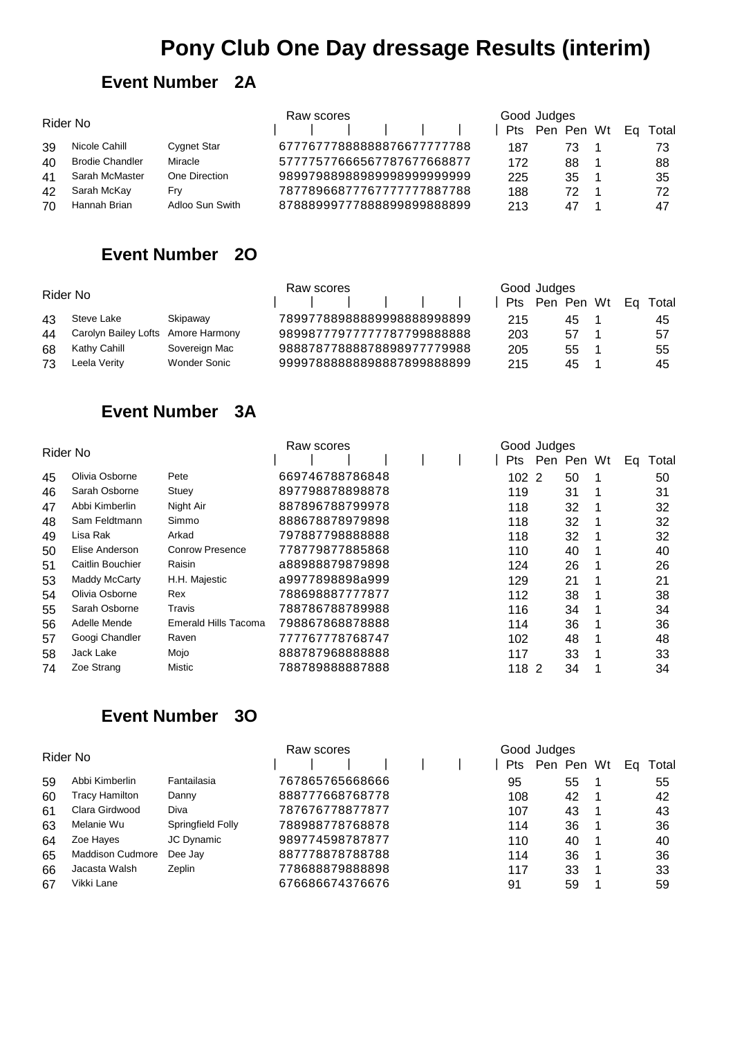# Pony Club One Day dressage Results (interim)

## Event Number 2A

| Rider No | | | Raw scores | Good Pts | Judges Pen | Pen | Wt | Eq | Total |
|---|---|---|---|---|---|---|---|---|---|
| 39 | Nicole Cahill | Cygnet Star | 6777677788888887667777788 | 187 | | 73 | 1 | | 73 |
| 40 | Brodie Chandler | Miracle | 5777757766656778767766887​7 | 172 | | 88 | 1 | | 88 |
| 41 | Sarah McMaster | One Direction | 9899798898898999899999999​9 | 225 | | 35 | 1 | | 35 |
| 42 | Sarah McKay | Fry | 7877896687776777777788778​8 | 188 | | 72 | 1 | | 72 |
| 70 | Hannah Brian | Adloo Sun Swith | 8788899977788889989988889​9 | 213 | | 47 | 1 | | 47 |

## Event Number 2O

| Rider No | | | Raw scores | Good Pts | Judges Pen | Pen | Wt | Eq | Total |
|---|---|---|---|---|---|---|---|---|---|
| 43 | Steve Lake | Skipaway | 7899778898888899988889988​99 | 215 | | 45 | 1 | | 45 |
| 44 | Carolyn Bailey Lofts | Amore Harmony | 9899877797777787799888888 | 203 | | 57 | 1 | | 57 |
| 68 | Kathy Cahill | Sovereign Mac | 9888787788887889897777998​8 | 205 | | 55 | 1 | | 55 |
| 73 | Leela Verity | Wonder Sonic | 9999788888889888789988889​9 | 215 | | 45 | 1 | | 45 |

## Event Number 3A

| Rider No | | | Raw scores | Good Pts | Judges Pen | Pen | Wt | Eq | Total |
|---|---|---|---|---|---|---|---|---|---|
| 45 | Olivia Osborne | Pete | 669746788786848 | 102 | 2 | 50 | 1 | | 50 |
| 46 | Sarah Osborne | Stuey | 897798878898878 | 119 | | 31 | 1 | | 31 |
| 47 | Abbi Kimberlin | Night Air | 887896788799978 | 118 | | 32 | 1 | | 32 |
| 48 | Sam Feldtmann | Simmo | 888678878979898 | 118 | | 32 | 1 | | 32 |
| 49 | Lisa Rak | Arkad | 797887798888888 | 118 | | 32 | 1 | | 32 |
| 50 | Elise Anderson | Conrow Presence | 778779877885868 | 110 | | 40 | 1 | | 40 |
| 51 | Caitlin Bouchier | Raisin | a88988879879898 | 124 | | 26 | 1 | | 26 |
| 53 | Maddy McCarty | H.H. Majestic | a9977898898a999 | 129 | | 21 | 1 | | 21 |
| 54 | Olivia Osborne | Rex | 788698887777877 | 112 | | 38 | 1 | | 38 |
| 55 | Sarah Osborne | Travis | 788786788789988 | 116 | | 34 | 1 | | 34 |
| 56 | Adelle Mende | Emerald Hills Tacoma | 798867868878888 | 114 | | 36 | 1 | | 36 |
| 57 | Googi Chandler | Raven | 777767778768747 | 102 | | 48 | 1 | | 48 |
| 58 | Jack Lake | Mojo | 888787968888888 | 117 | | 33 | 1 | | 33 |
| 74 | Zoe Strang | Mistic | 788789888887888 | 118 | 2 | 34 | 1 | | 34 |

## Event Number 3O

| Rider No | | | Raw scores | Good Pts | Judges Pen | Pen | Wt | Eq | Total |
|---|---|---|---|---|---|---|---|---|---|
| 59 | Abbi Kimberlin | Fantailasia | 767865765668666 | 95 | | 55 | 1 | | 55 |
| 60 | Tracy Hamilton | Danny | 888777668768778 | 108 | | 42 | 1 | | 42 |
| 61 | Clara Girdwood | Diva | 787676778877877 | 107 | | 43 | 1 | | 43 |
| 63 | Melanie Wu | Springfield Folly | 788988778768878 | 114 | | 36 | 1 | | 36 |
| 64 | Zoe Hayes | JC Dynamic | 989774598787877 | 110 | | 40 | 1 | | 40 |
| 65 | Maddison Cudmore | Dee Jay | 887778878788788 | 114 | | 36 | 1 | | 36 |
| 66 | Jacasta Walsh | Zeplin | 778688879888898 | 117 | | 33 | 1 | | 33 |
| 67 | Vikki Lane | | 676686674376676 | 91 | | 59 | 1 | | 59 |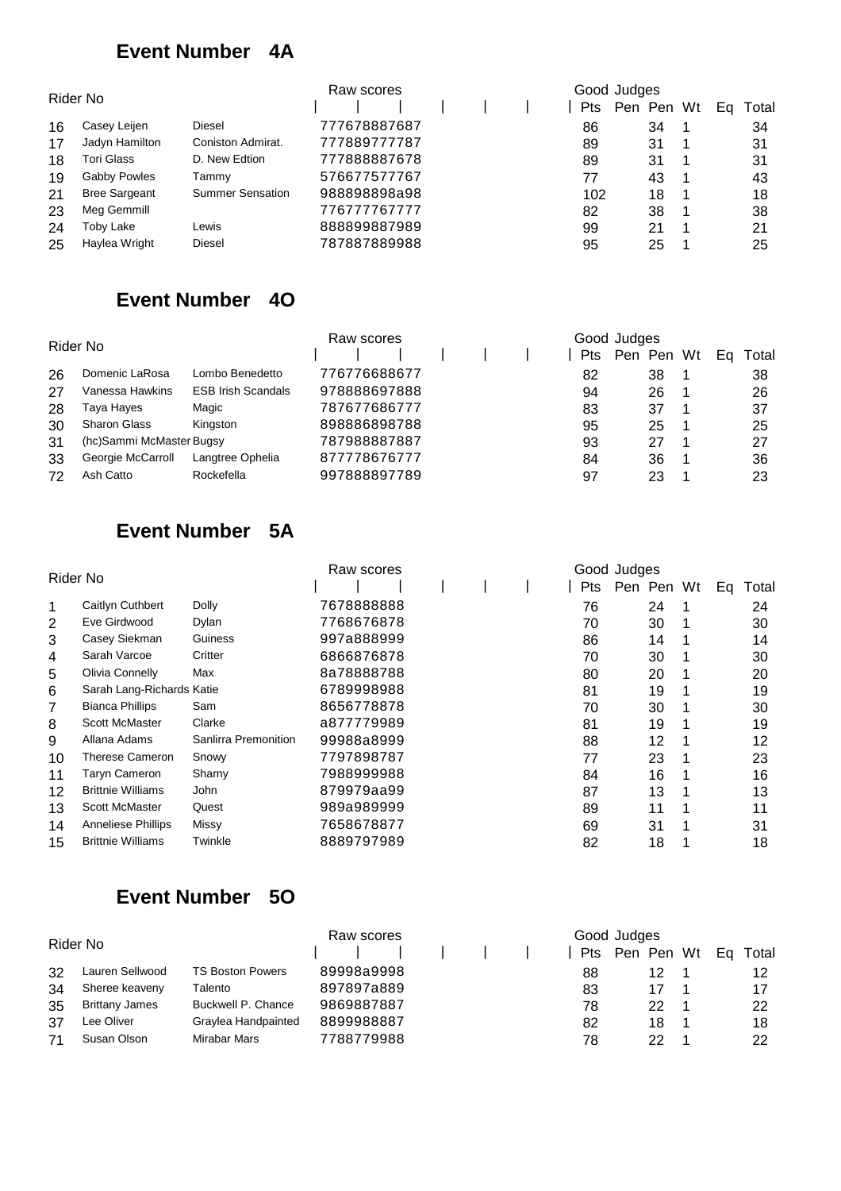## Event Number 4A

| Rider No | | | Raw scores | Good Judges Pts | Pen | Pen Wt | Eq | Total |
|---|---|---|---|---|---|---|---|---|
| 16 | Casey Leijen | Diesel | 777678887687 | 86 | 34 | 1 | | 34 |
| 17 | Jadyn Hamilton | Coniston Admirat. | 777889777787 | 89 | 31 | 1 | | 31 |
| 18 | Tori Glass | D. New Edtion | 777888887678 | 89 | 31 | 1 | | 31 |
| 19 | Gabby Powles | Tammy | 576677577767 | 77 | 43 | 1 | | 43 |
| 21 | Bree Sargeant | Summer Sensation | 988898898a98 | 102 | 18 | 1 | | 18 |
| 23 | Meg Gemmill | | 776777767777 | 82 | 38 | 1 | | 38 |
| 24 | Toby Lake | Lewis | 888899887989 | 99 | 21 | 1 | | 21 |
| 25 | Haylea Wright | Diesel | 787887889988 | 95 | 25 | 1 | | 25 |

## Event Number 4O

| Rider No | | | Raw scores | Good Judges Pts | Pen | Pen Wt | Eq | Total |
|---|---|---|---|---|---|---|---|---|
| 26 | Domenic LaRosa | Lombo Benedetto | 776776688677 | 82 | 38 | 1 | | 38 |
| 27 | Vanessa Hawkins | ESB Irish Scandals | 978888697888 | 94 | 26 | 1 | | 26 |
| 28 | Taya Hayes | Magic | 787677686777 | 83 | 37 | 1 | | 37 |
| 30 | Sharon Glass | Kingston | 898886898788 | 95 | 25 | 1 | | 25 |
| 31 | (hc)Sammi McMaster | Bugsy | 787988887887 | 93 | 27 | 1 | | 27 |
| 33 | Georgie McCarroll | Langtree Ophelia | 877778676777 | 84 | 36 | 1 | | 36 |
| 72 | Ash Catto | Rockefella | 997888897789 | 97 | 23 | 1 | | 23 |

## Event Number 5A

| Rider No | | | Raw scores | Good Judges Pts | Pen | Pen Wt | Eq | Total |
|---|---|---|---|---|---|---|---|---|
| 1 | Caitlyn Cuthbert | Dolly | 7678888888 | 76 | 24 | 1 | | 24 |
| 2 | Eve Girdwood | Dylan | 7768676878 | 70 | 30 | 1 | | 30 |
| 3 | Casey Siekman | Guiness | 997a888899 | 86 | 14 | 1 | | 14 |
| 4 | Sarah Varcoe | Critter | 6866876878 | 70 | 30 | 1 | | 30 |
| 5 | Olivia Connelly | Max | 8a78888788 | 80 | 20 | 1 | | 20 |
| 6 | Sarah Lang-Richards | Katie | 6789998988 | 81 | 19 | 1 | | 19 |
| 7 | Bianca Phillips | Sam | 8656778878 | 70 | 30 | 1 | | 30 |
| 8 | Scott McMaster | Clarke | a877779989 | 81 | 19 | 1 | | 19 |
| 9 | Allana Adams | Sanlirra Premonition | 99988a8999 | 88 | 12 | 1 | | 12 |
| 10 | Therese Cameron | Snowy | 7797898787 | 77 | 23 | 1 | | 23 |
| 11 | Taryn Cameron | Sharny | 7988999988 | 84 | 16 | 1 | | 16 |
| 12 | Brittnie Williams | John | 879979aa99 | 87 | 13 | 1 | | 13 |
| 13 | Scott McMaster | Quest | 989a989999 | 89 | 11 | 1 | | 11 |
| 14 | Anneliese Phillips | Missy | 7658678877 | 69 | 31 | 1 | | 31 |
| 15 | Brittnie Williams | Twinkle | 8889797989 | 82 | 18 | 1 | | 18 |

## Event Number 5O

| Rider No | | | Raw scores | Good Judges Pts | Pen | Pen Wt | Eq | Total |
|---|---|---|---|---|---|---|---|---|
| 32 | Lauren Sellwood | TS Boston Powers | 89998a9998 | 88 | 12 | 1 | | 12 |
| 34 | Sheree keaveny | Talento | 897897a889 | 83 | 17 | 1 | | 17 |
| 35 | Brittany James | Buckwell P. Chance | 9869887887 | 78 | 22 | 1 | | 22 |
| 37 | Lee Oliver | Graylea Handpainted | 8899988887 | 82 | 18 | 1 | | 18 |
| 71 | Susan Olson | Mirabar Mars | 7788779988 | 78 | 22 | 1 | | 22 |